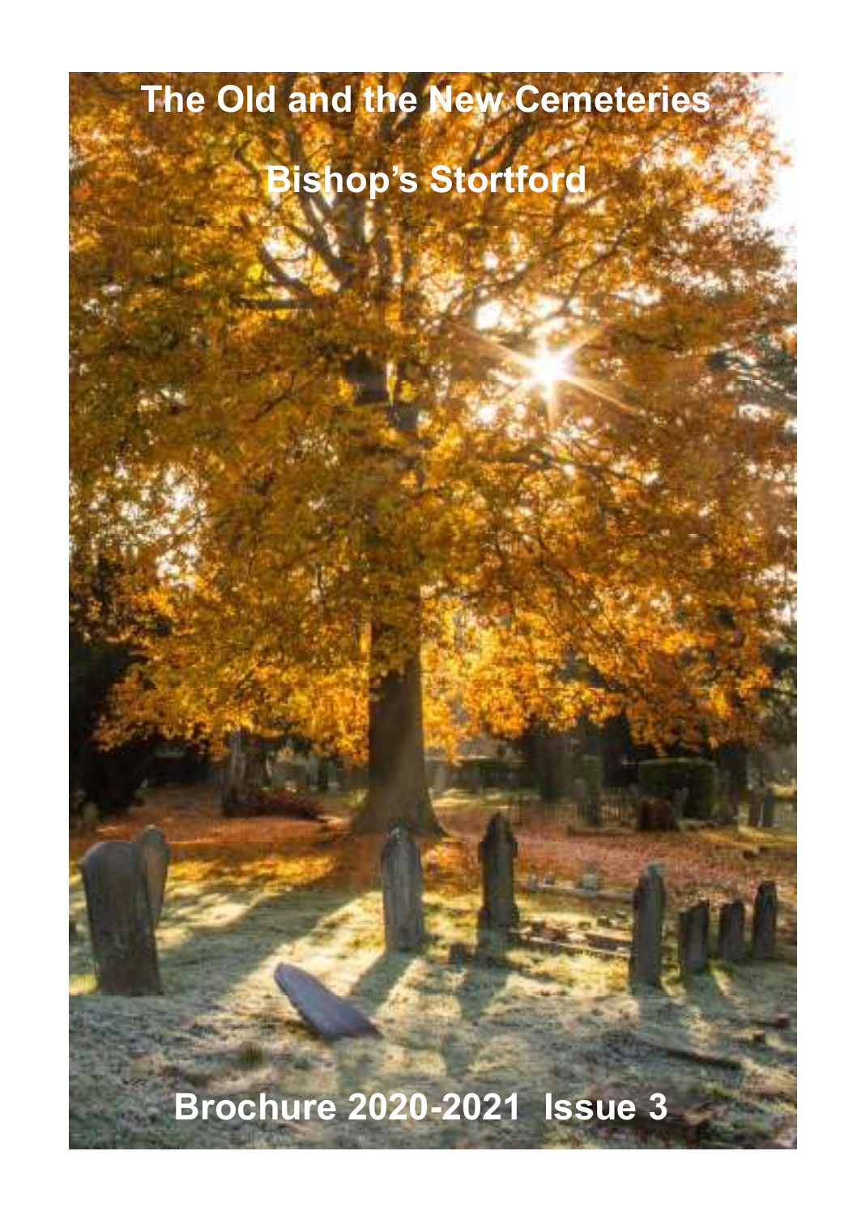# The Old and the New Cemeteries

# Bishop's Stortford

## Brochure 2020-2021 Issue 3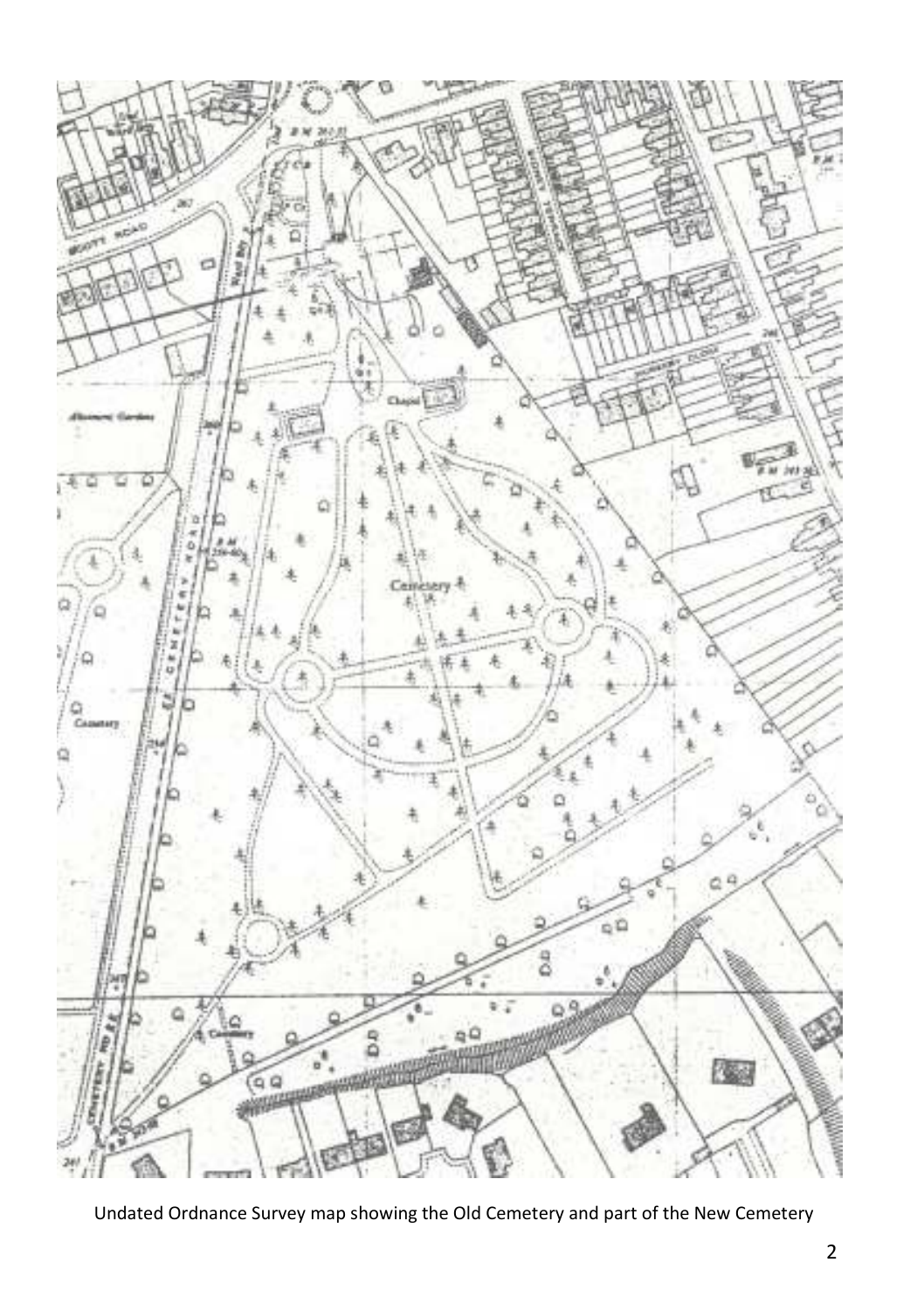Undated Ordnance Survey map showing the Old Cemetery and part of the New Cemetery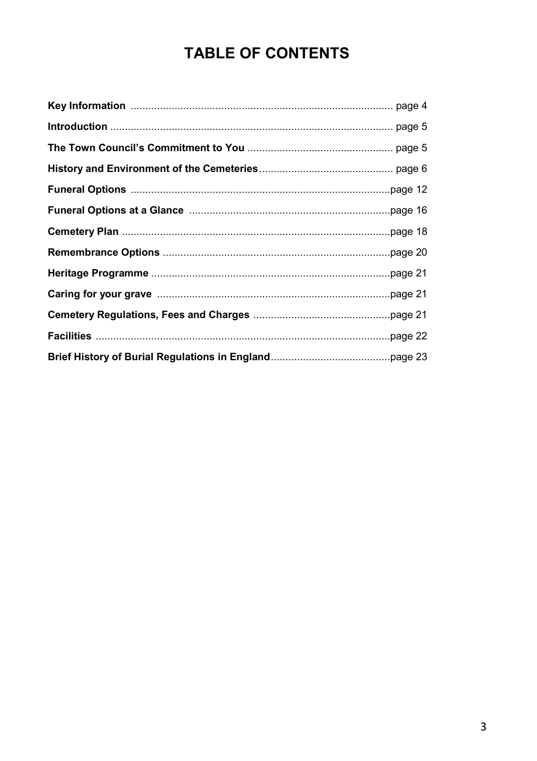# TABLE OF CONTENTS

**Key Information** ........................................................................................ page 4

**Introduction** ............................................................................................... page 5

**The Town Council's Commitment to You** ................................................ page 5

**History and Environment of the Cemeteries**............................................ page 6

**Funeral Options** ........................................................................................page 12

**Funeral Options at a Glance** ....................................................................page 16

**Cemetery Plan** ...........................................................................................page 18

**Remembrance Options** .............................................................................page 20

**Heritage Programme** .................................................................................page 21

**Caring for your grave** ...............................................................................page 21

**Cemetery Regulations, Fees and Charges** ..............................................page 21

**Facilities** ....................................................................................................page 22

**Brief History of Burial Regulations in England**........................................page 23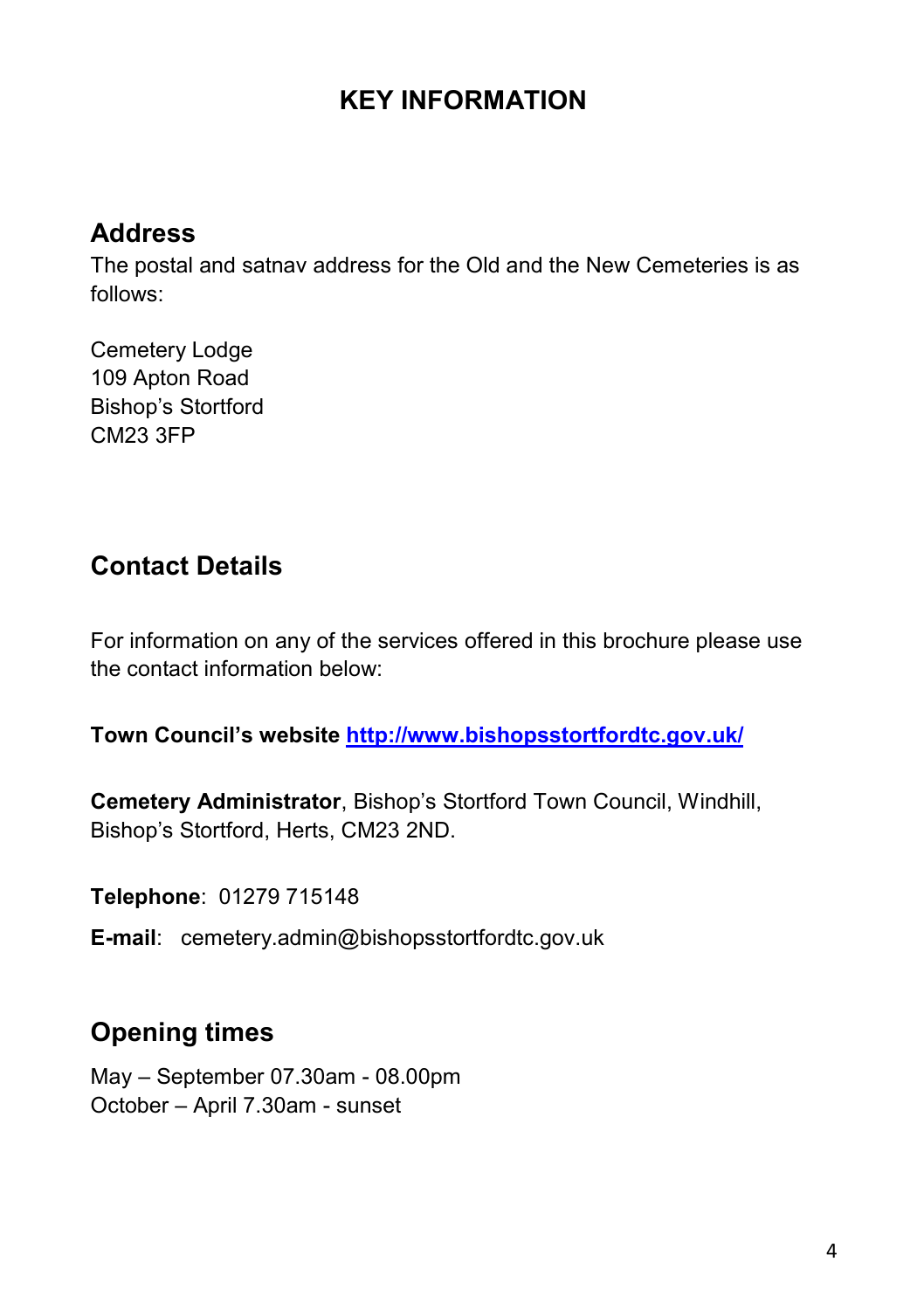# KEY INFORMATION

## Address

The postal and satnav address for the Old and the New Cemeteries is as follows:

Cemetery Lodge
109 Apton Road
Bishop's Stortford
CM23 3FP

## Contact Details

For information on any of the services offered in this brochure please use the contact information below:

**Town Council's website** [http://www.bishopsstortfordtc.gov.uk/](http://www.bishopsstortfordtc.gov.uk/)

**Cemetery Administrator**, Bishop's Stortford Town Council, Windhill, Bishop's Stortford, Herts, CM23 2ND.

**Telephone**: 01279 715148

**E-mail**: cemetery.admin@bishopsstortfordtc.gov.uk

## Opening times

May – September 07.30am - 08.00pm
October – April 7.30am - sunset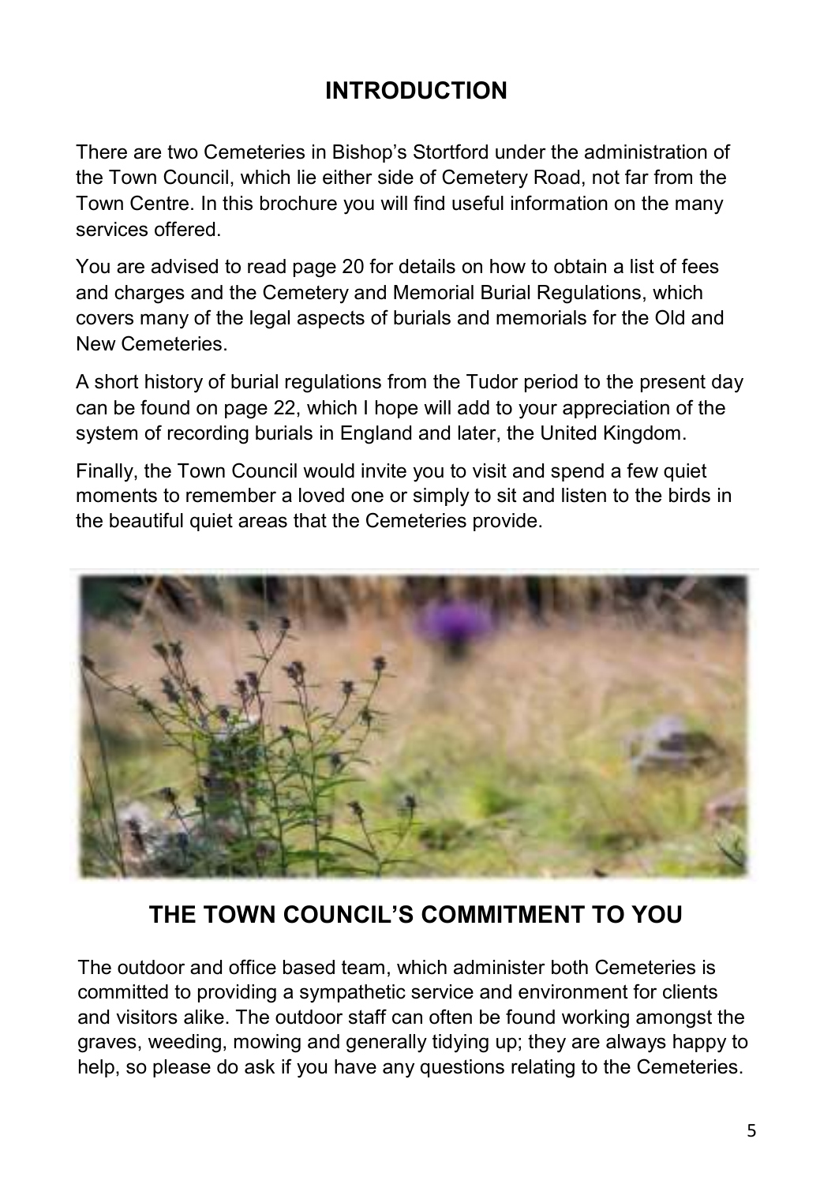# INTRODUCTION

There are two Cemeteries in Bishop's Stortford under the administration of the Town Council, which lie either side of Cemetery Road, not far from the Town Centre. In this brochure you will find useful information on the many services offered.

You are advised to read page 20 for details on how to obtain a list of fees and charges and the Cemetery and Memorial Burial Regulations, which covers many of the legal aspects of burials and memorials for the Old and New Cemeteries.

A short history of burial regulations from the Tudor period to the present day can be found on page 22, which I hope will add to your appreciation of the system of recording burials in England and later, the United Kingdom.

Finally, the Town Council would invite you to visit and spend a few quiet moments to remember a loved one or simply to sit and listen to the birds in the beautiful quiet areas that the Cemeteries provide.

# THE TOWN COUNCIL'S COMMITMENT TO YOU

The outdoor and office based team, which administer both Cemeteries is committed to providing a sympathetic service and environment for clients and visitors alike. The outdoor staff can often be found working amongst the graves, weeding, mowing and generally tidying up; they are always happy to help, so please do ask if you have any questions relating to the Cemeteries.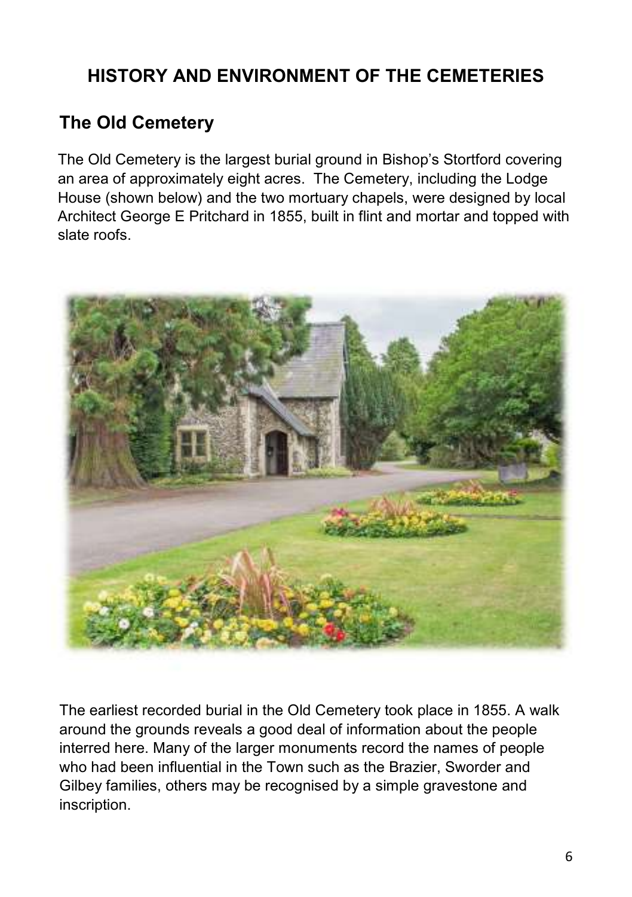# HISTORY AND ENVIRONMENT OF THE CEMETERIES

## The Old Cemetery

The Old Cemetery is the largest burial ground in Bishop's Stortford covering an area of approximately eight acres. The Cemetery, including the Lodge House (shown below) and the two mortuary chapels, were designed by local Architect George E Pritchard in 1855, built in flint and mortar and topped with slate roofs.

The earliest recorded burial in the Old Cemetery took place in 1855. A walk around the grounds reveals a good deal of information about the people interred here. Many of the larger monuments record the names of people who had been influential in the Town such as the Brazier, Sworder and Gilbey families, others may be recognised by a simple gravestone and inscription.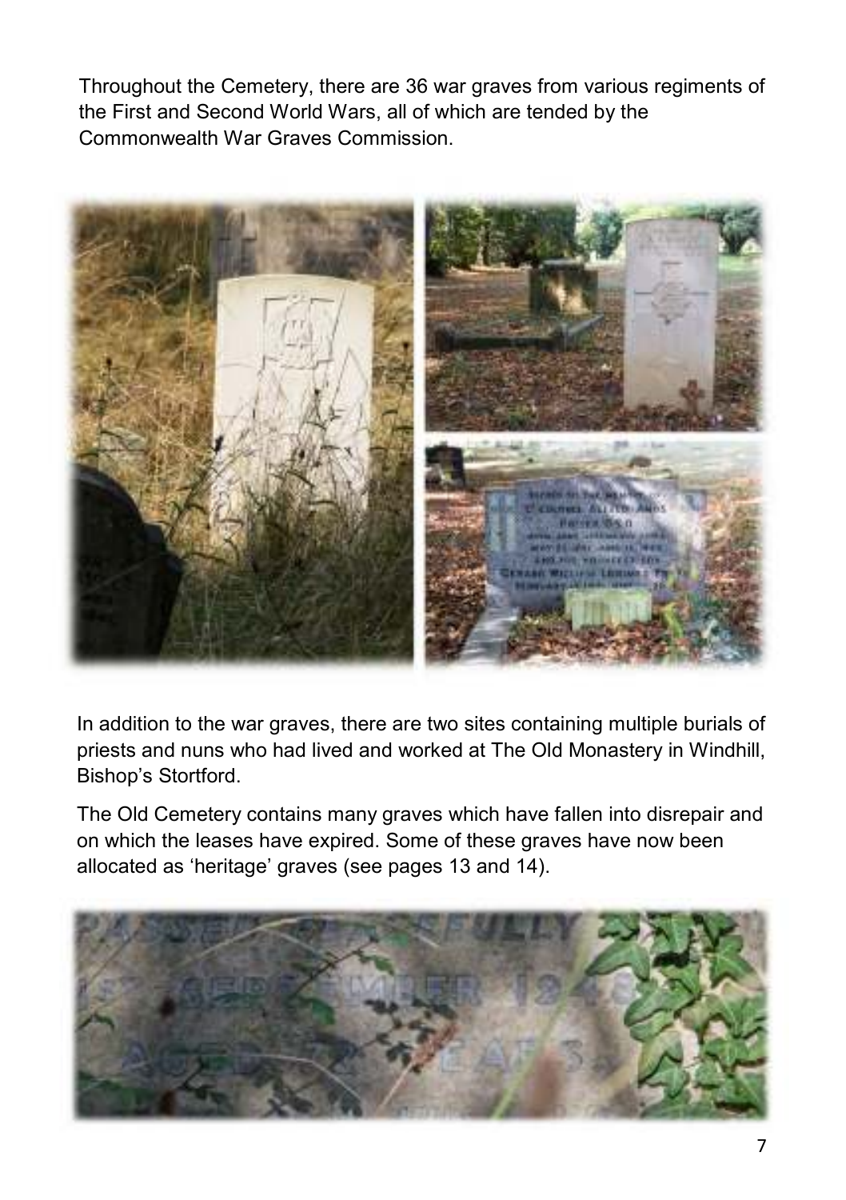Throughout the Cemetery, there are 36 war graves from various regiments of the First and Second World Wars, all of which are tended by the Commonwealth War Graves Commission.

In addition to the war graves, there are two sites containing multiple burials of priests and nuns who had lived and worked at The Old Monastery in Windhill, Bishop's Stortford.

The Old Cemetery contains many graves which have fallen into disrepair and on which the leases have expired. Some of these graves have now been allocated as 'heritage' graves (see pages 13 and 14).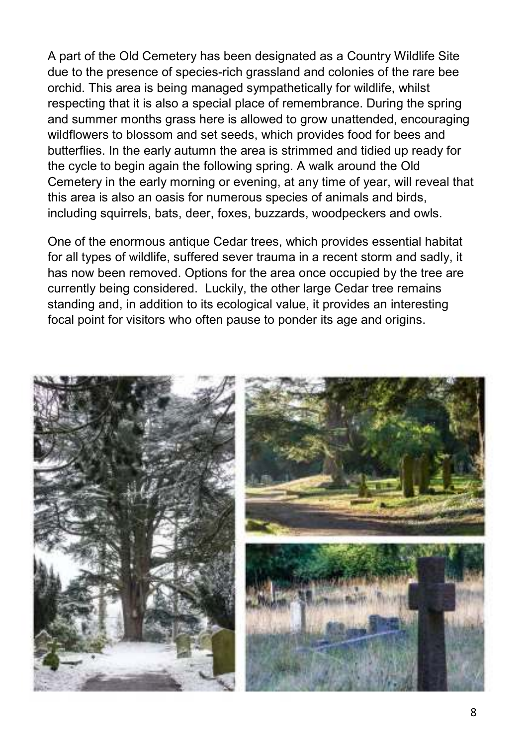A part of the Old Cemetery has been designated as a Country Wildlife Site due to the presence of species-rich grassland and colonies of the rare bee orchid. This area is being managed sympathetically for wildlife, whilst respecting that it is also a special place of remembrance. During the spring and summer months grass here is allowed to grow unattended, encouraging wildflowers to blossom and set seeds, which provides food for bees and butterflies. In the early autumn the area is strimmed and tidied up ready for the cycle to begin again the following spring. A walk around the Old Cemetery in the early morning or evening, at any time of year, will reveal that this area is also an oasis for numerous species of animals and birds, including squirrels, bats, deer, foxes, buzzards, woodpeckers and owls.

One of the enormous antique Cedar trees, which provides essential habitat for all types of wildlife, suffered sever trauma in a recent storm and sadly, it has now been removed. Options for the area once occupied by the tree are currently being considered. Luckily, the other large Cedar tree remains standing and, in addition to its ecological value, it provides an interesting focal point for visitors who often pause to ponder its age and origins.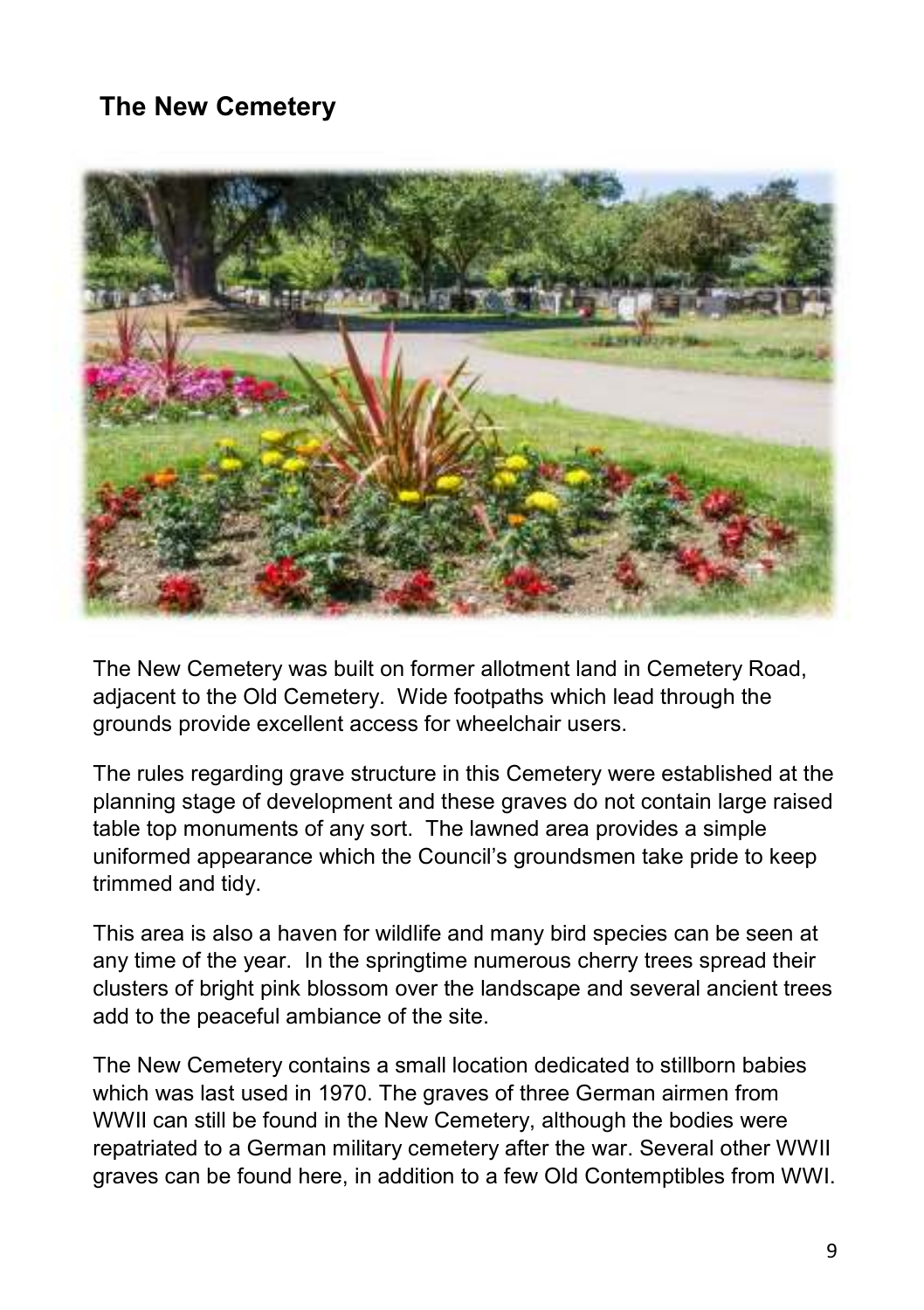## The New Cemetery

The New Cemetery was built on former allotment land in Cemetery Road, adjacent to the Old Cemetery. Wide footpaths which lead through the grounds provide excellent access for wheelchair users.

The rules regarding grave structure in this Cemetery were established at the planning stage of development and these graves do not contain large raised table top monuments of any sort. The lawned area provides a simple uniformed appearance which the Council's groundsmen take pride to keep trimmed and tidy.

This area is also a haven for wildlife and many bird species can be seen at any time of the year. In the springtime numerous cherry trees spread their clusters of bright pink blossom over the landscape and several ancient trees add to the peaceful ambiance of the site.

The New Cemetery contains a small location dedicated to stillborn babies which was last used in 1970. The graves of three German airmen from WWII can still be found in the New Cemetery, although the bodies were repatriated to a German military cemetery after the war. Several other WWII graves can be found here, in addition to a few Old Contemptibles from WWI.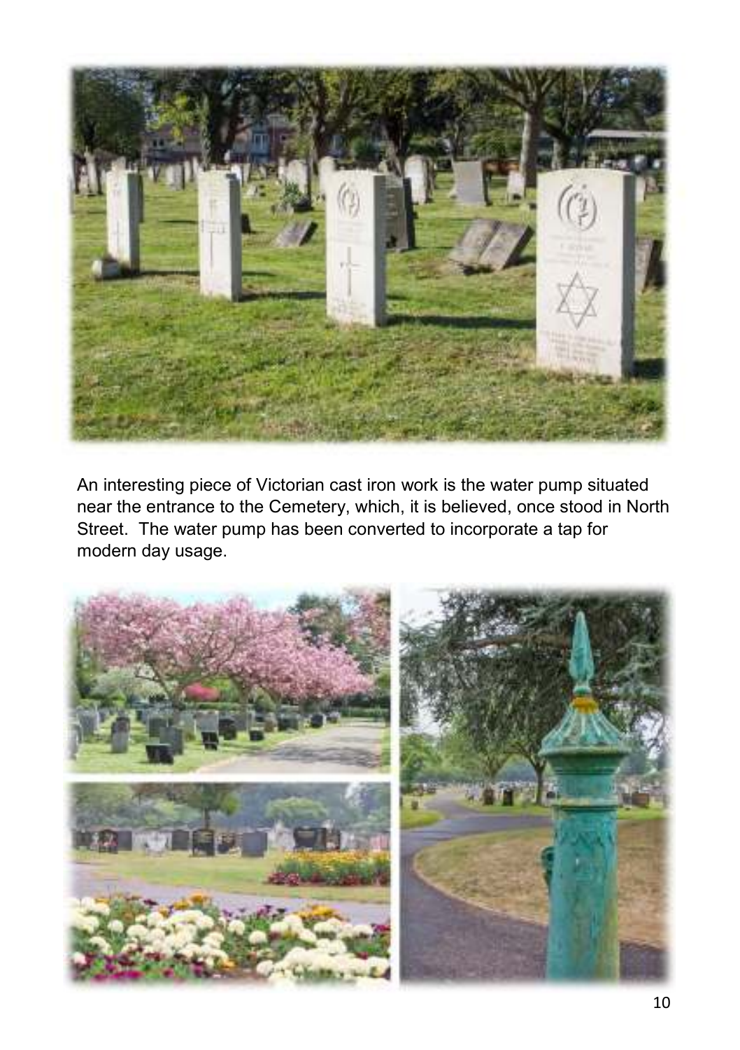An interesting piece of Victorian cast iron work is the water pump situated near the entrance to the Cemetery, which, it is believed, once stood in North Street. The water pump has been converted to incorporate a tap for modern day usage.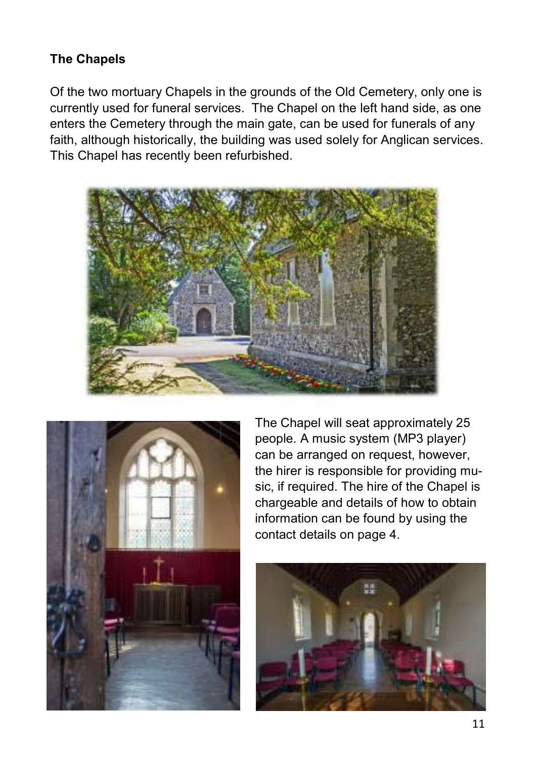**The Chapels**

Of the two mortuary Chapels in the grounds of the Old Cemetery, only one is currently used for funeral services. The Chapel on the left hand side, as one enters the Cemetery through the main gate, can be used for funerals of any faith, although historically, the building was used solely for Anglican services. This Chapel has recently been refurbished.

The Chapel will seat approximately 25 people. A music system (MP3 player) can be arranged on request, however, the hirer is responsible for providing music, if required. The hire of the Chapel is chargeable and details of how to obtain information can be found by using the contact details on page 4.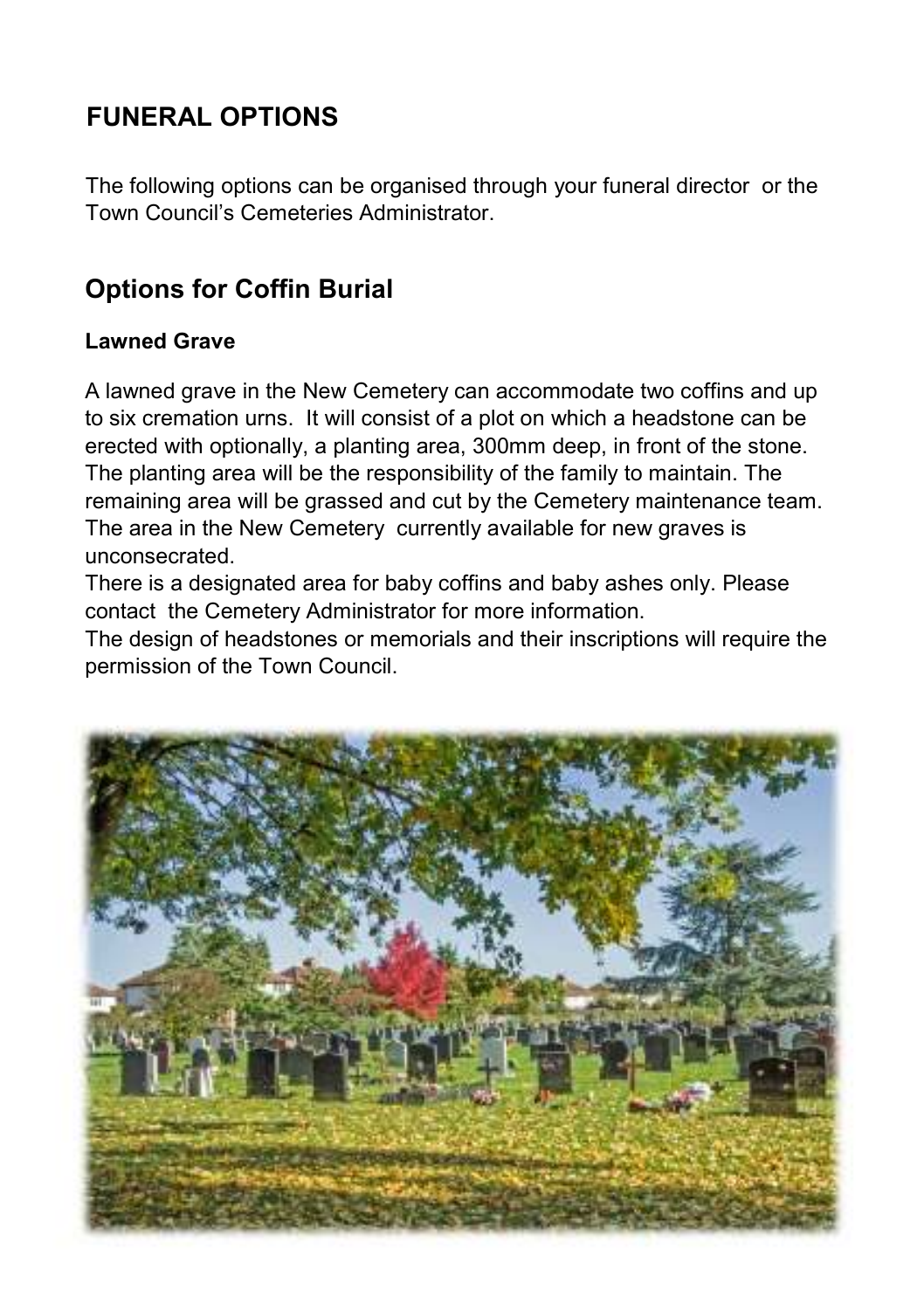## FUNERAL OPTIONS

The following options can be organised through your funeral director or the Town Council's Cemeteries Administrator.

## Options for Coffin Burial

### Lawned Grave

A lawned grave in the New Cemetery can accommodate two coffins and up to six cremation urns. It will consist of a plot on which a headstone can be erected with optionally, a planting area, 300mm deep, in front of the stone. The planting area will be the responsibility of the family to maintain. The remaining area will be grassed and cut by the Cemetery maintenance team. The area in the New Cemetery currently available for new graves is unconsecrated.

There is a designated area for baby coffins and baby ashes only. Please contact the Cemetery Administrator for more information.

The design of headstones or memorials and their inscriptions will require the permission of the Town Council.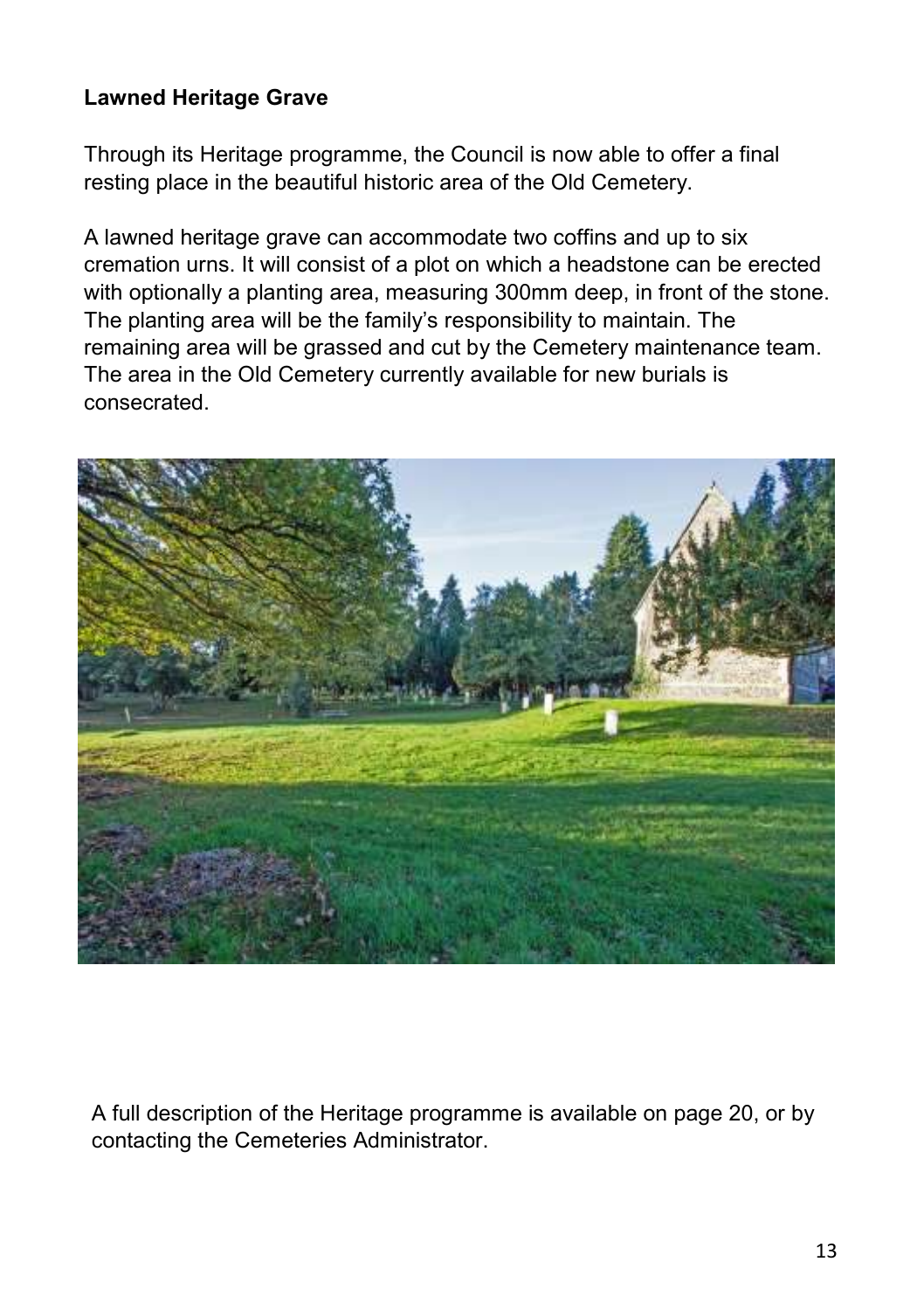**Lawned Heritage Grave**

Through its Heritage programme, the Council is now able to offer a final resting place in the beautiful historic area of the Old Cemetery.

A lawned heritage grave can accommodate two coffins and up to six cremation urns. It will consist of a plot on which a headstone can be erected with optionally a planting area, measuring 300mm deep, in front of the stone. The planting area will be the family's responsibility to maintain. The remaining area will be grassed and cut by the Cemetery maintenance team. The area in the Old Cemetery currently available for new burials is consecrated.

A full description of the Heritage programme is available on page 20, or by contacting the Cemeteries Administrator.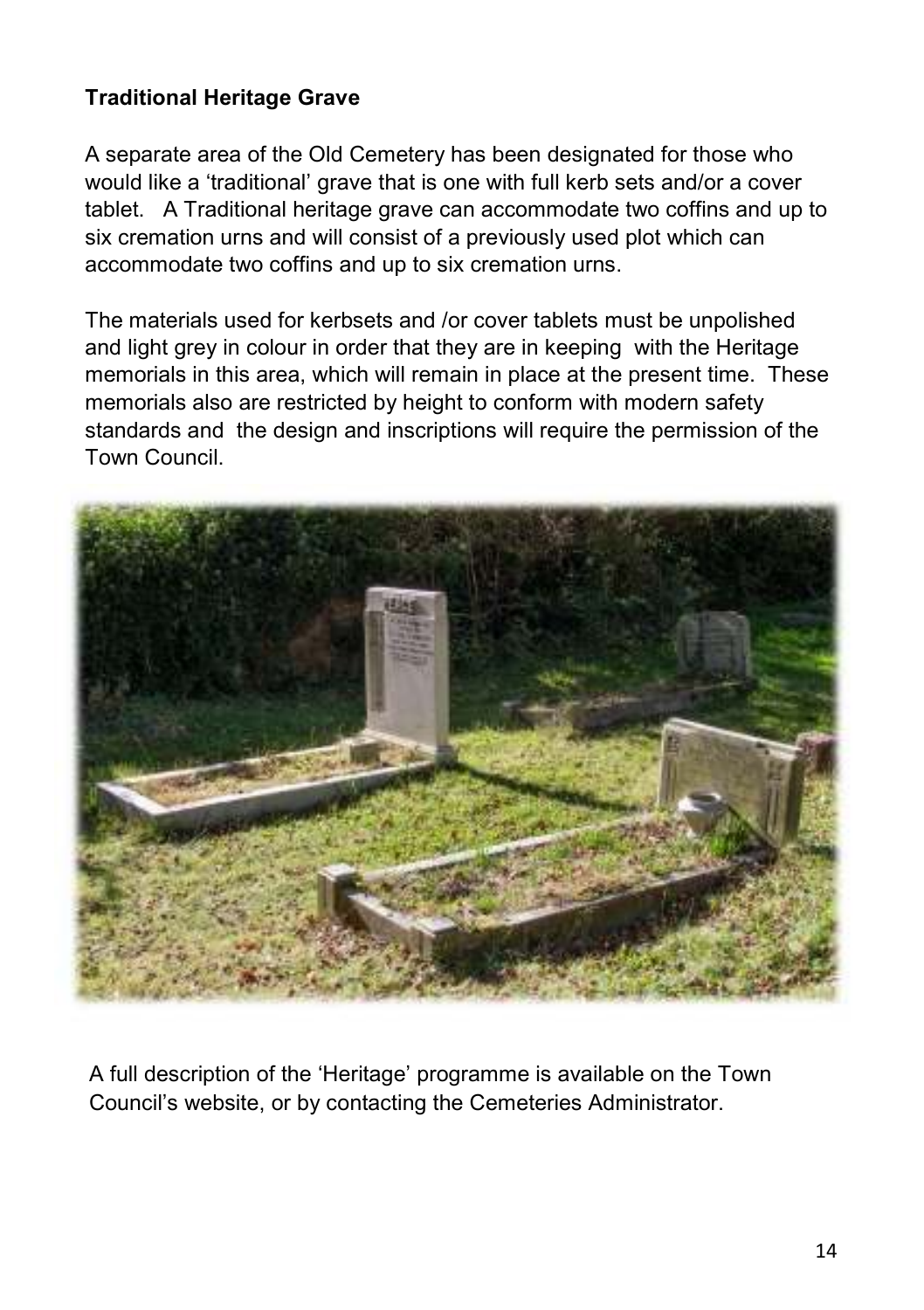**Traditional Heritage Grave**

A separate area of the Old Cemetery has been designated for those who would like a 'traditional' grave that is one with full kerb sets and/or a cover tablet. A Traditional heritage grave can accommodate two coffins and up to six cremation urns and will consist of a previously used plot which can accommodate two coffins and up to six cremation urns.

The materials used for kerbsets and /or cover tablets must be unpolished and light grey in colour in order that they are in keeping with the Heritage memorials in this area, which will remain in place at the present time. These memorials also are restricted by height to conform with modern safety standards and the design and inscriptions will require the permission of the Town Council.

A full description of the 'Heritage' programme is available on the Town Council's website, or by contacting the Cemeteries Administrator.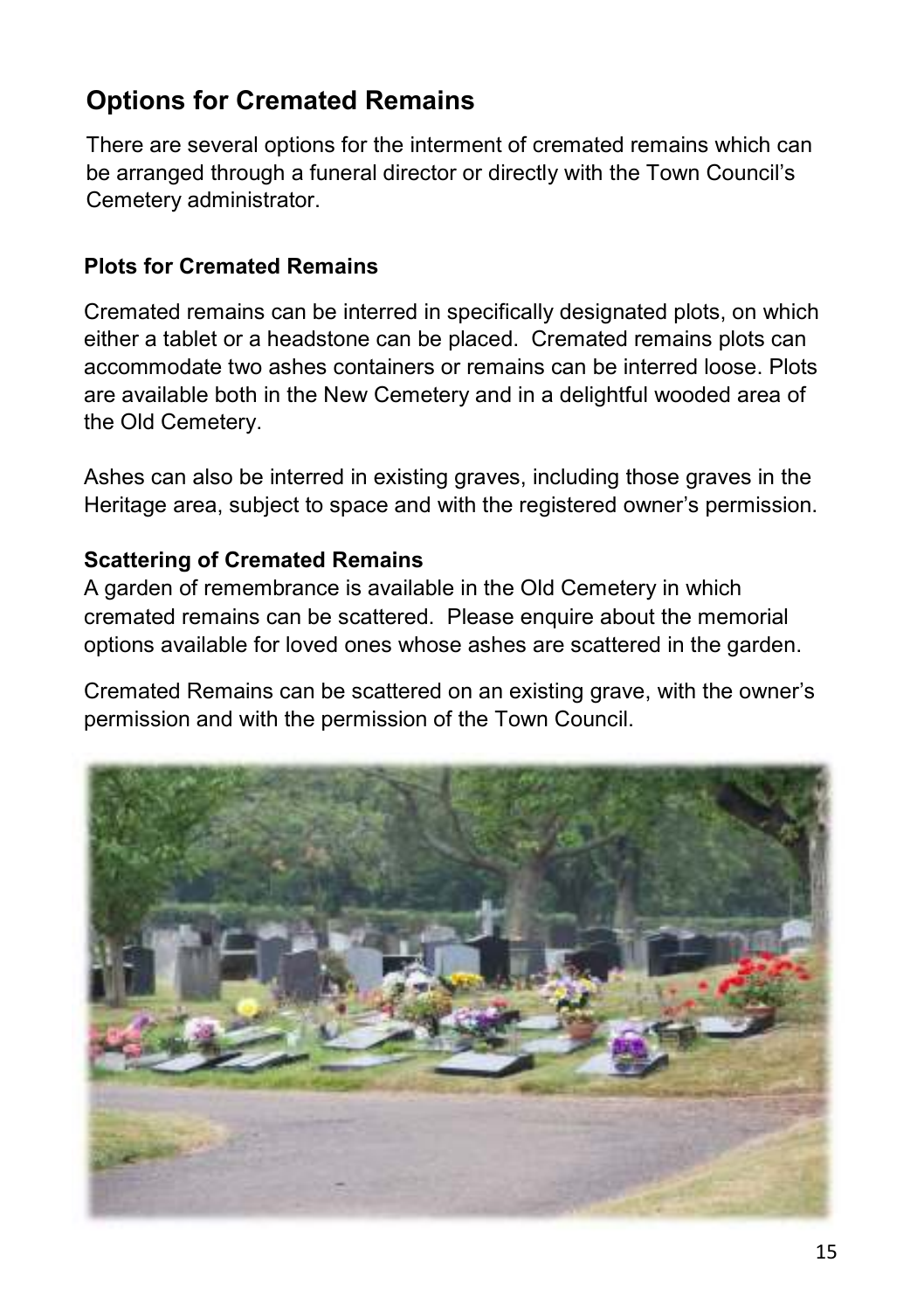## Options for Cremated Remains

There are several options for the interment of cremated remains which can be arranged through a funeral director or directly with the Town Council's Cemetery administrator.

### Plots for Cremated Remains

Cremated remains can be interred in specifically designated plots, on which either a tablet or a headstone can be placed. Cremated remains plots can accommodate two ashes containers or remains can be interred loose. Plots are available both in the New Cemetery and in a delightful wooded area of the Old Cemetery.

Ashes can also be interred in existing graves, including those graves in the Heritage area, subject to space and with the registered owner's permission.

### Scattering of Cremated Remains

A garden of remembrance is available in the Old Cemetery in which cremated remains can be scattered. Please enquire about the memorial options available for loved ones whose ashes are scattered in the garden.

Cremated Remains can be scattered on an existing grave, with the owner's permission and with the permission of the Town Council.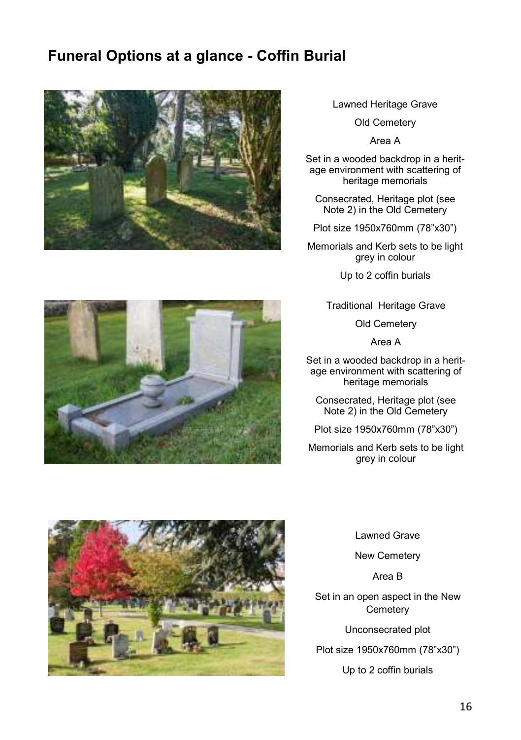# Funeral Options at a glance - Coffin Burial

Lawned Heritage Grave

Old Cemetery

Area A

Set in a wooded backdrop in a heritage environment with scattering of heritage memorials

Consecrated, Heritage plot (see Note 2) in the Old Cemetery

Plot size 1950x760mm (78"x30")

Memorials and Kerb sets to be light grey in colour

Up to 2 coffin burials

Traditional Heritage Grave

Old Cemetery

Area A

Set in a wooded backdrop in a heritage environment with scattering of heritage memorials

Consecrated, Heritage plot (see Note 2) in the Old Cemetery

Plot size 1950x760mm (78"x30")

Memorials and Kerb sets to be light grey in colour

Lawned Grave

New Cemetery

Area B

Set in an open aspect in the New Cemetery

Unconsecrated plot

Plot size 1950x760mm (78"x30")

Up to 2 coffin burials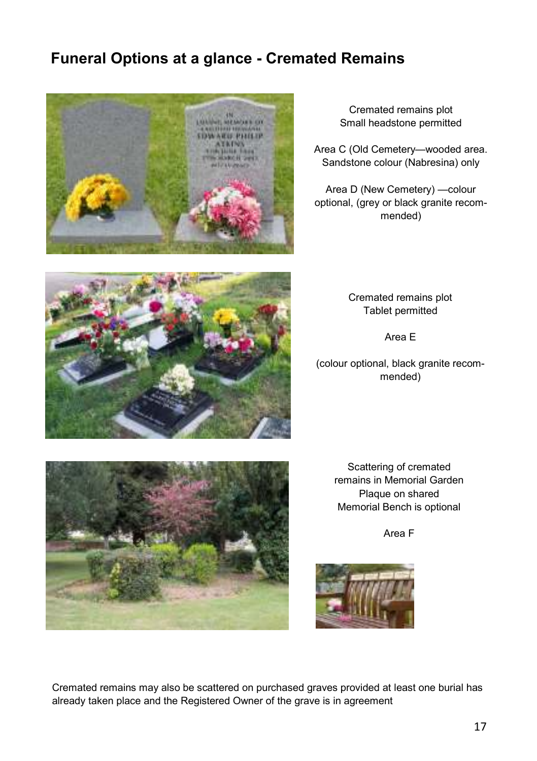## Funeral Options at a glance - Cremated Remains

Cremated remains plot
Small headstone permitted

Area C (Old Cemetery—wooded area. Sandstone colour (Nabresina) only

Area D (New Cemetery) —colour optional, (grey or black granite recommended)

Cremated remains plot
Tablet permitted

Area E

(colour optional, black granite recommended)

Scattering of cremated remains in Memorial Garden
Plaque on shared Memorial Bench is optional

Area F

Cremated remains may also be scattered on purchased graves provided at least one burial has already taken place and the Registered Owner of the grave is in agreement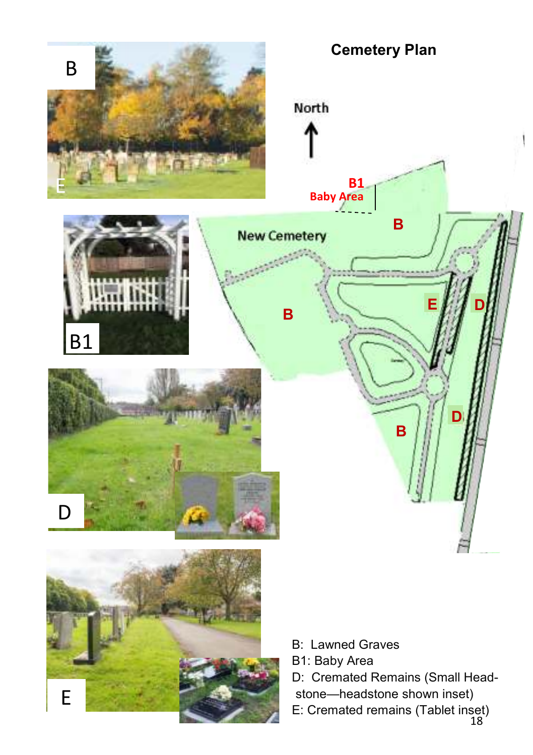# Cemetery Plan

B: Lawned Graves

B1: Baby Area

D: Cremated Remains (Small Head-stone—headstone shown inset)

E: Cremated remains (Tablet inset)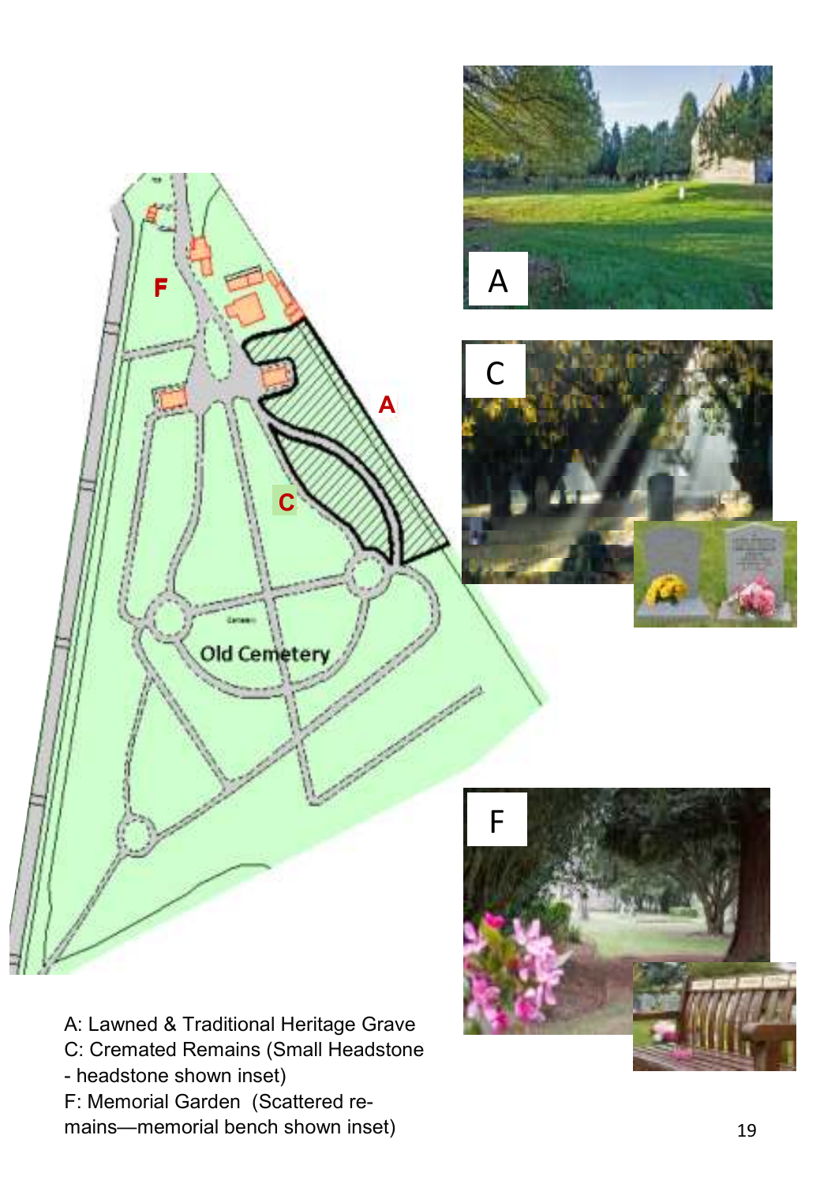A: Lawned & Traditional Heritage Grave
C: Cremated Remains (Small Headstone - headstone shown inset)
F: Memorial Garden (Scattered remains—memorial bench shown inset)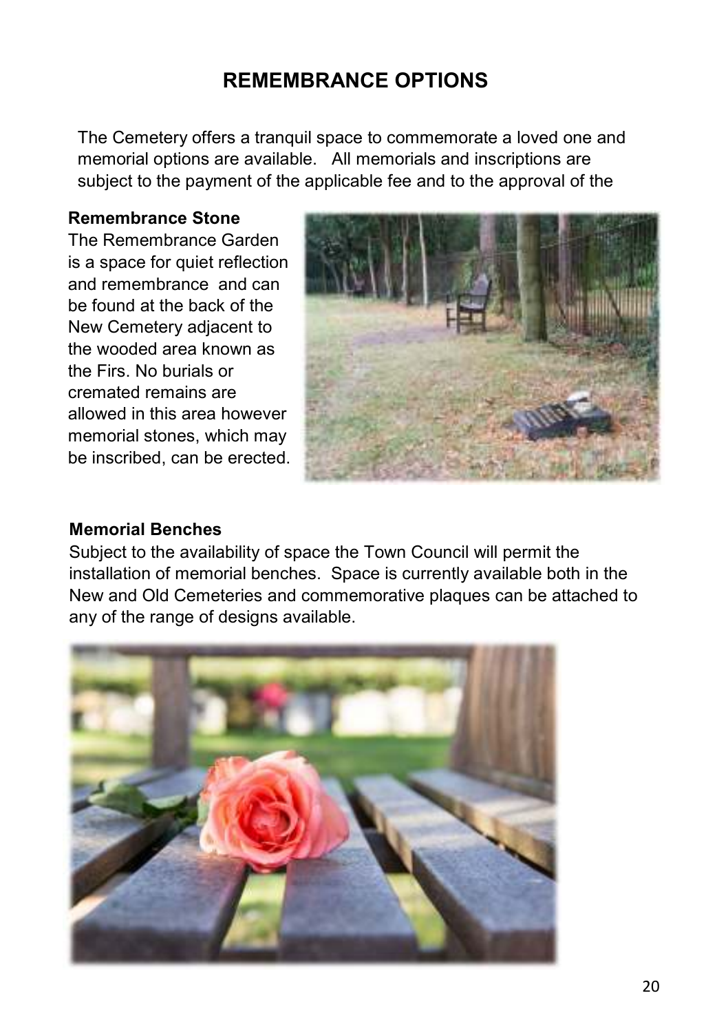# REMEMBRANCE OPTIONS

The Cemetery offers a tranquil space to commemorate a loved one and memorial options are available. All memorials and inscriptions are subject to the payment of the applicable fee and to the approval of the

**Remembrance Stone**

The Remembrance Garden is a space for quiet reflection and remembrance and can be found at the back of the New Cemetery adjacent to the wooded area known as the Firs. No burials or cremated remains are allowed in this area however memorial stones, which may be inscribed, can be erected.

**Memorial Benches**

Subject to the availability of space the Town Council will permit the installation of memorial benches. Space is currently available both in the New and Old Cemeteries and commemorative plaques can be attached to any of the range of designs available.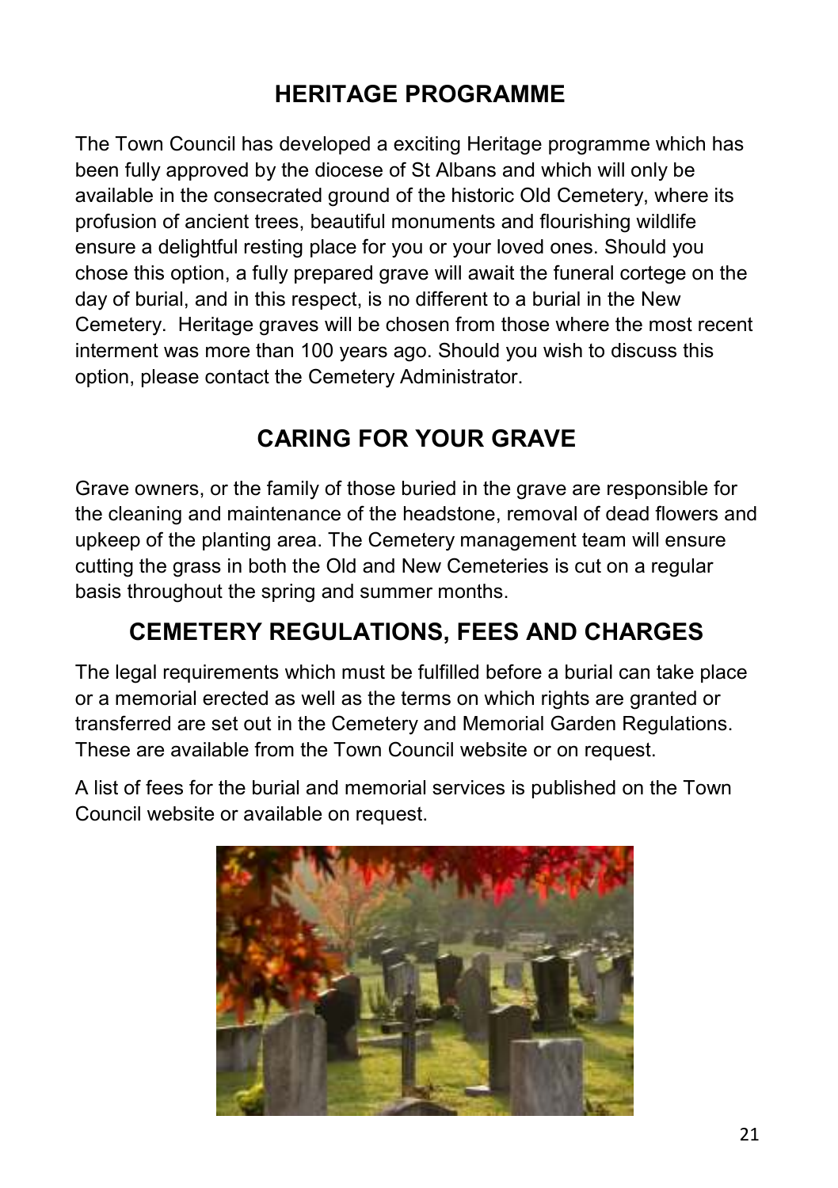## HERITAGE PROGRAMME

The Town Council has developed a exciting Heritage programme which has been fully approved by the diocese of St Albans and which will only be available in the consecrated ground of the historic Old Cemetery, where its profusion of ancient trees, beautiful monuments and flourishing wildlife ensure a delightful resting place for you or your loved ones. Should you chose this option, a fully prepared grave will await the funeral cortege on the day of burial, and in this respect, is no different to a burial in the New Cemetery. Heritage graves will be chosen from those where the most recent interment was more than 100 years ago. Should you wish to discuss this option, please contact the Cemetery Administrator.

## CARING FOR YOUR GRAVE

Grave owners, or the family of those buried in the grave are responsible for the cleaning and maintenance of the headstone, removal of dead flowers and upkeep of the planting area. The Cemetery management team will ensure cutting the grass in both the Old and New Cemeteries is cut on a regular basis throughout the spring and summer months.

## CEMETERY REGULATIONS, FEES AND CHARGES

The legal requirements which must be fulfilled before a burial can take place or a memorial erected as well as the terms on which rights are granted or transferred are set out in the Cemetery and Memorial Garden Regulations. These are available from the Town Council website or on request.

A list of fees for the burial and memorial services is published on the Town Council website or available on request.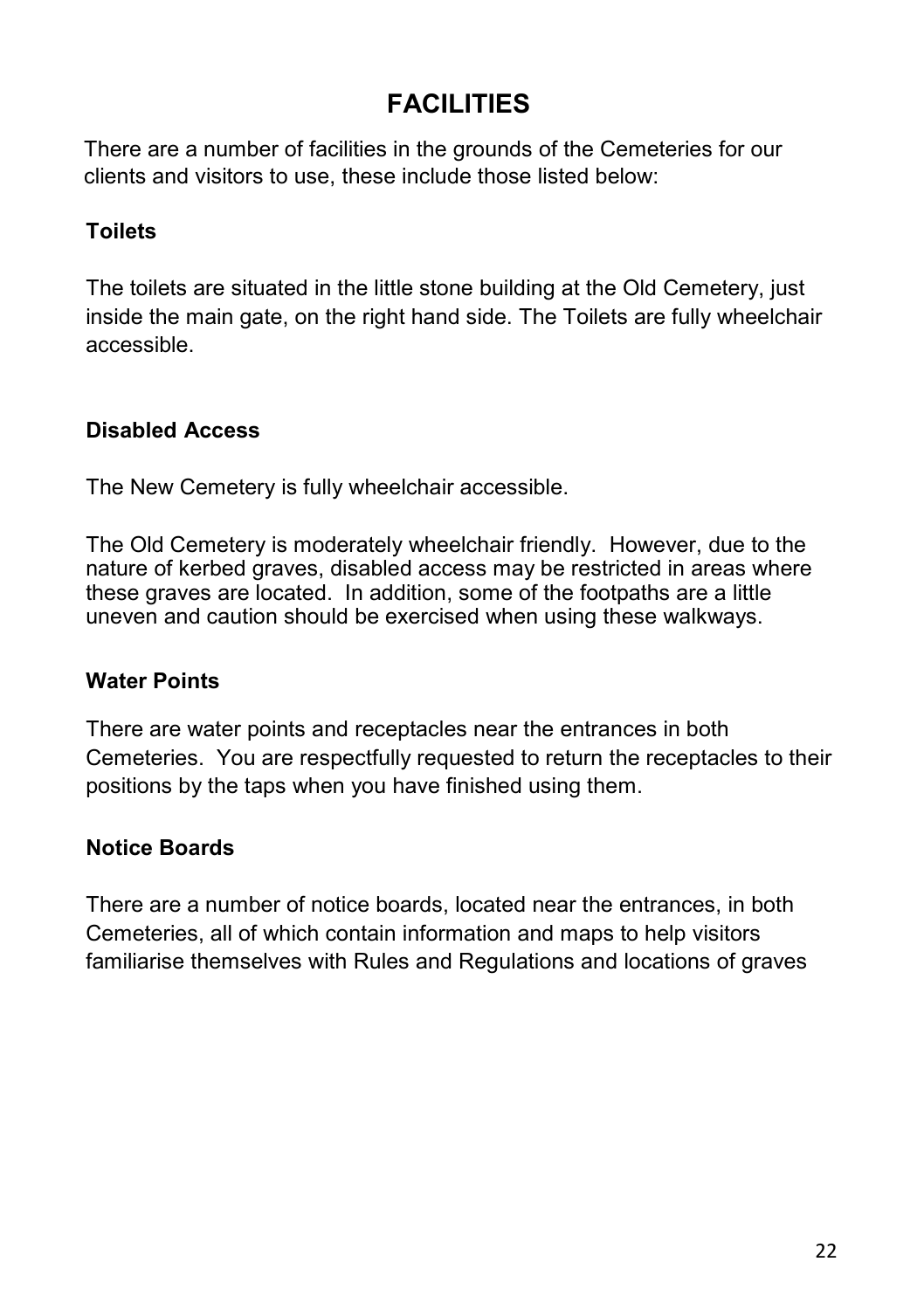# FACILITIES

There are a number of facilities in the grounds of the Cemeteries for our clients and visitors to use, these include those listed below:

### Toilets

The toilets are situated in the little stone building at the Old Cemetery, just inside the main gate, on the right hand side. The Toilets are fully wheelchair accessible.

### Disabled Access

The New Cemetery is fully wheelchair accessible.

The Old Cemetery is moderately wheelchair friendly. However, due to the nature of kerbed graves, disabled access may be restricted in areas where these graves are located. In addition, some of the footpaths are a little uneven and caution should be exercised when using these walkways.

### Water Points

There are water points and receptacles near the entrances in both Cemeteries. You are respectfully requested to return the receptacles to their positions by the taps when you have finished using them.

### Notice Boards

There are a number of notice boards, located near the entrances, in both Cemeteries, all of which contain information and maps to help visitors familiarise themselves with Rules and Regulations and locations of graves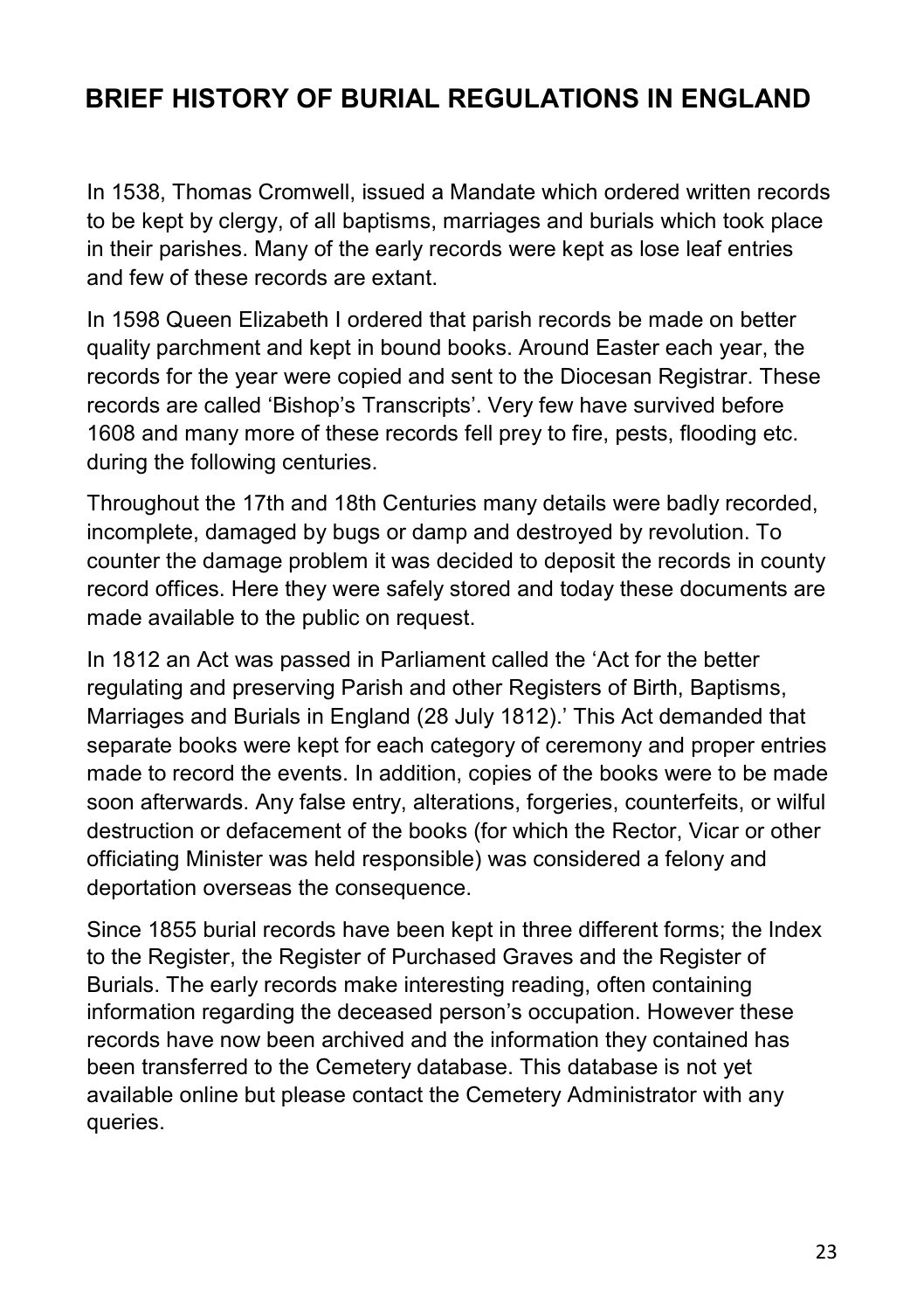# BRIEF HISTORY OF BURIAL REGULATIONS IN ENGLAND

In 1538, Thomas Cromwell, issued a Mandate which ordered written records to be kept by clergy, of all baptisms, marriages and burials which took place in their parishes. Many of the early records were kept as lose leaf entries and few of these records are extant.

In 1598 Queen Elizabeth I ordered that parish records be made on better quality parchment and kept in bound books. Around Easter each year, the records for the year were copied and sent to the Diocesan Registrar. These records are called 'Bishop's Transcripts'. Very few have survived before 1608 and many more of these records fell prey to fire, pests, flooding etc. during the following centuries.

Throughout the 17th and 18th Centuries many details were badly recorded, incomplete, damaged by bugs or damp and destroyed by revolution. To counter the damage problem it was decided to deposit the records in county record offices. Here they were safely stored and today these documents are made available to the public on request.

In 1812 an Act was passed in Parliament called the 'Act for the better regulating and preserving Parish and other Registers of Birth, Baptisms, Marriages and Burials in England (28 July 1812).' This Act demanded that separate books were kept for each category of ceremony and proper entries made to record the events. In addition, copies of the books were to be made soon afterwards. Any false entry, alterations, forgeries, counterfeits, or wilful destruction or defacement of the books (for which the Rector, Vicar or other officiating Minister was held responsible) was considered a felony and deportation overseas the consequence.

Since 1855 burial records have been kept in three different forms; the Index to the Register, the Register of Purchased Graves and the Register of Burials. The early records make interesting reading, often containing information regarding the deceased person's occupation. However these records have now been archived and the information they contained has been transferred to the Cemetery database. This database is not yet available online but please contact the Cemetery Administrator with any queries.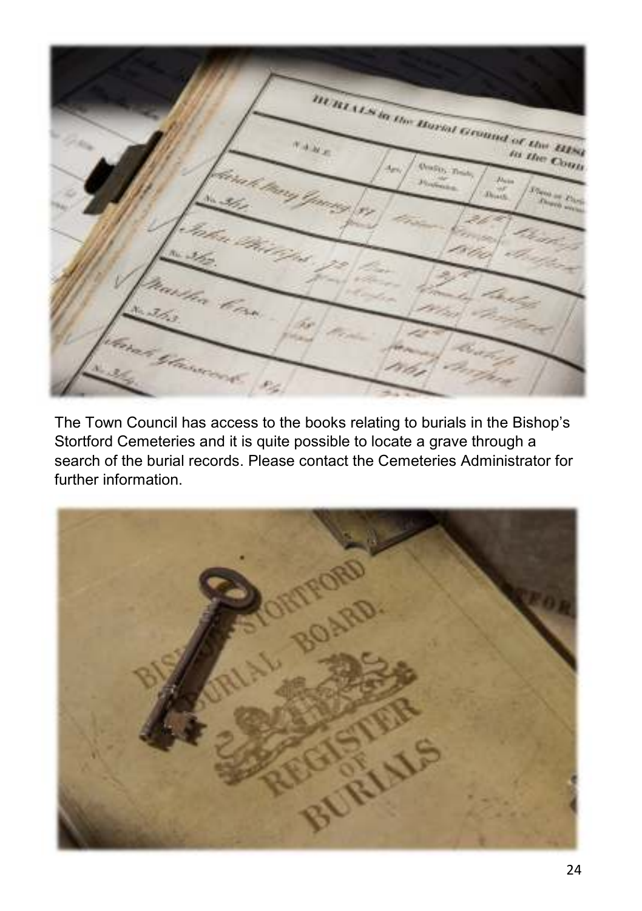The Town Council has access to the books relating to burials in the Bishop's Stortford Cemeteries and it is quite possible to locate a grave through a search of the burial records. Please contact the Cemeteries Administrator for further information.